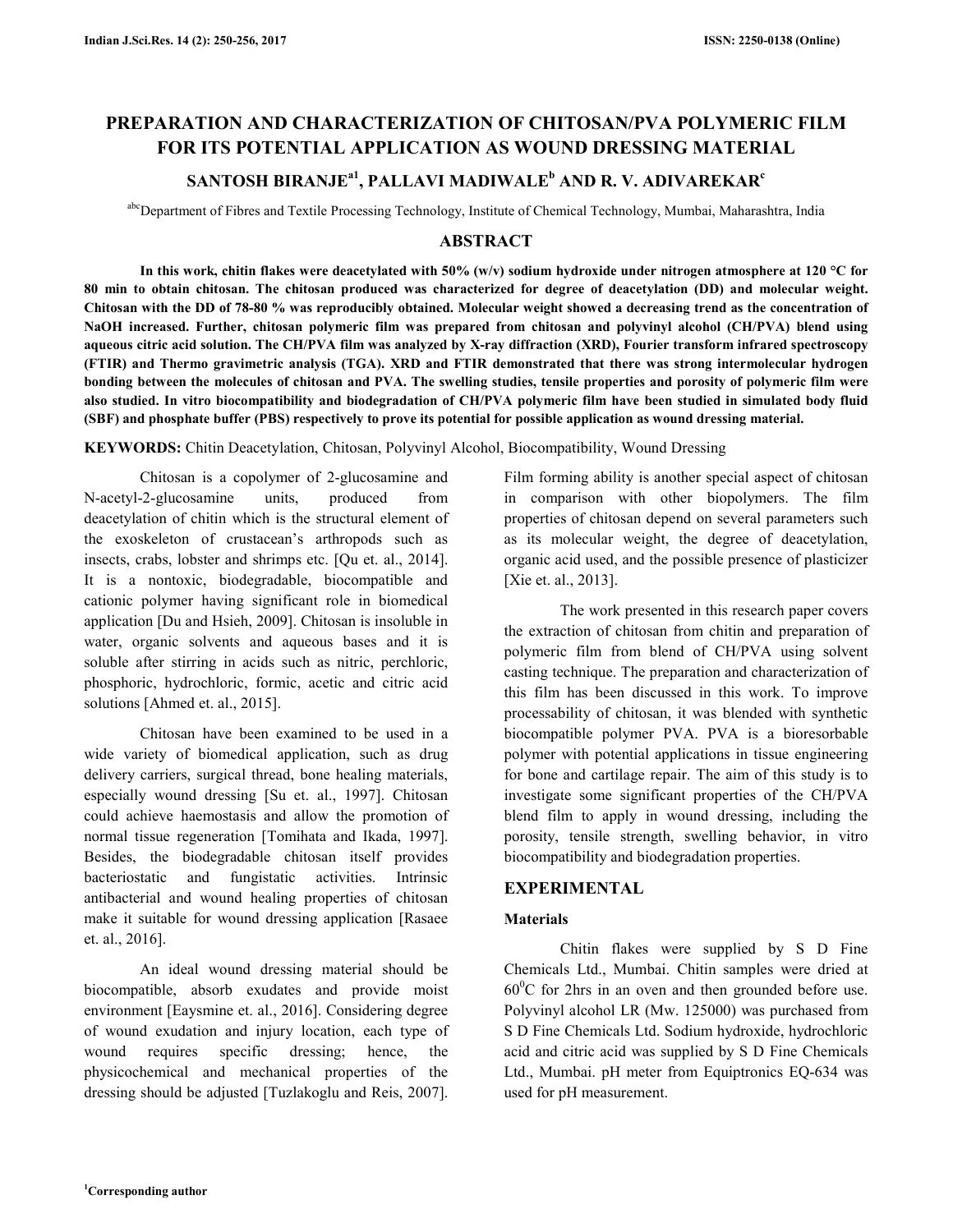# PREPARATION AND CHARACTERIZATION OF CHITOSAN/PVA POLYMERIC FILM FOR ITS POTENTIAL APPLICATION AS WOUND DRESSING MATERIAL

**SANTOSH BIRANJE[a1], PALLAVI MADIWALE[b] AND R. V. ADIVAREKAR[c]**

[abc]Department of Fibres and Textile Processing Technology, Institute of Chemical Technology, Mumbai, Maharashtra, India

## ABSTRACT

**In this work, chitin flakes were deacetylated with 50% (w/v) sodium hydroxide under nitrogen atmosphere at 120 °C for 80 min to obtain chitosan. The chitosan produced was characterized for degree of deacetylation (DD) and molecular weight. Chitosan with the DD of 78-80 % was reproducibly obtained. Molecular weight showed a decreasing trend as the concentration of NaOH increased. Further, chitosan polymeric film was prepared from chitosan and polyvinyl alcohol (CH/PVA) blend using aqueous citric acid solution. The CH/PVA film was analyzed by X-ray diffraction (XRD), Fourier transform infrared spectroscopy (FTIR) and Thermo gravimetric analysis (TGA). XRD and FTIR demonstrated that there was strong intermolecular hydrogen bonding between the molecules of chitosan and PVA. The swelling studies, tensile properties and porosity of polymeric film were also studied. In vitro biocompatibility and biodegradation of CH/PVA polymeric film have been studied in simulated body fluid (SBF) and phosphate buffer (PBS) respectively to prove its potential for possible application as wound dressing material.**

**KEYWORDS:** Chitin Deacetylation, Chitosan, Polyvinyl Alcohol, Biocompatibility, Wound Dressing

Chitosan is a copolymer of 2-glucosamine and N-acetyl-2-glucosamine units, produced from deacetylation of chitin which is the structural element of the exoskeleton of crustacean's arthropods such as insects, crabs, lobster and shrimps etc. [Qu et. al., 2014]. It is a nontoxic, biodegradable, biocompatible and cationic polymer having significant role in biomedical application [Du and Hsieh, 2009]. Chitosan is insoluble in water, organic solvents and aqueous bases and it is soluble after stirring in acids such as nitric, perchloric, phosphoric, hydrochloric, formic, acetic and citric acid solutions [Ahmed et. al., 2015].

Chitosan have been examined to be used in a wide variety of biomedical application, such as drug delivery carriers, surgical thread, bone healing materials, especially wound dressing [Su et. al., 1997]. Chitosan could achieve haemostasis and allow the promotion of normal tissue regeneration [Tomihata and Ikada, 1997]. Besides, the biodegradable chitosan itself provides bacteriostatic and fungistatic activities. Intrinsic antibacterial and wound healing properties of chitosan make it suitable for wound dressing application [Rasaee et. al., 2016].

An ideal wound dressing material should be biocompatible, absorb exudates and provide moist environment [Eaysmine et. al., 2016]. Considering degree of wound exudation and injury location, each type of wound requires specific dressing; hence, the physicochemical and mechanical properties of the dressing should be adjusted [Tuzlakoglu and Reis, 2007]. Film forming ability is another special aspect of chitosan in comparison with other biopolymers. The film properties of chitosan depend on several parameters such as its molecular weight, the degree of deacetylation, organic acid used, and the possible presence of plasticizer [Xie et. al., 2013].

The work presented in this research paper covers the extraction of chitosan from chitin and preparation of polymeric film from blend of CH/PVA using solvent casting technique. The preparation and characterization of this film has been discussed in this work. To improve processability of chitosan, it was blended with synthetic biocompatible polymer PVA. PVA is a bioresorbable polymer with potential applications in tissue engineering for bone and cartilage repair. The aim of this study is to investigate some significant properties of the CH/PVA blend film to apply in wound dressing, including the porosity, tensile strength, swelling behavior, in vitro biocompatibility and biodegradation properties.

## EXPERIMENTAL

### Materials

Chitin flakes were supplied by S D Fine Chemicals Ltd., Mumbai. Chitin samples were dried at $60^0$C for 2hrs in an oven and then grounded before use. Polyvinyl alcohol LR (Mw. 125000) was purchased from S D Fine Chemicals Ltd. Sodium hydroxide, hydrochloric acid and citric acid was supplied by S D Fine Chemicals Ltd., Mumbai. pH meter from Equiptronics EQ-634 was used for pH measurement.

[1]Corresponding author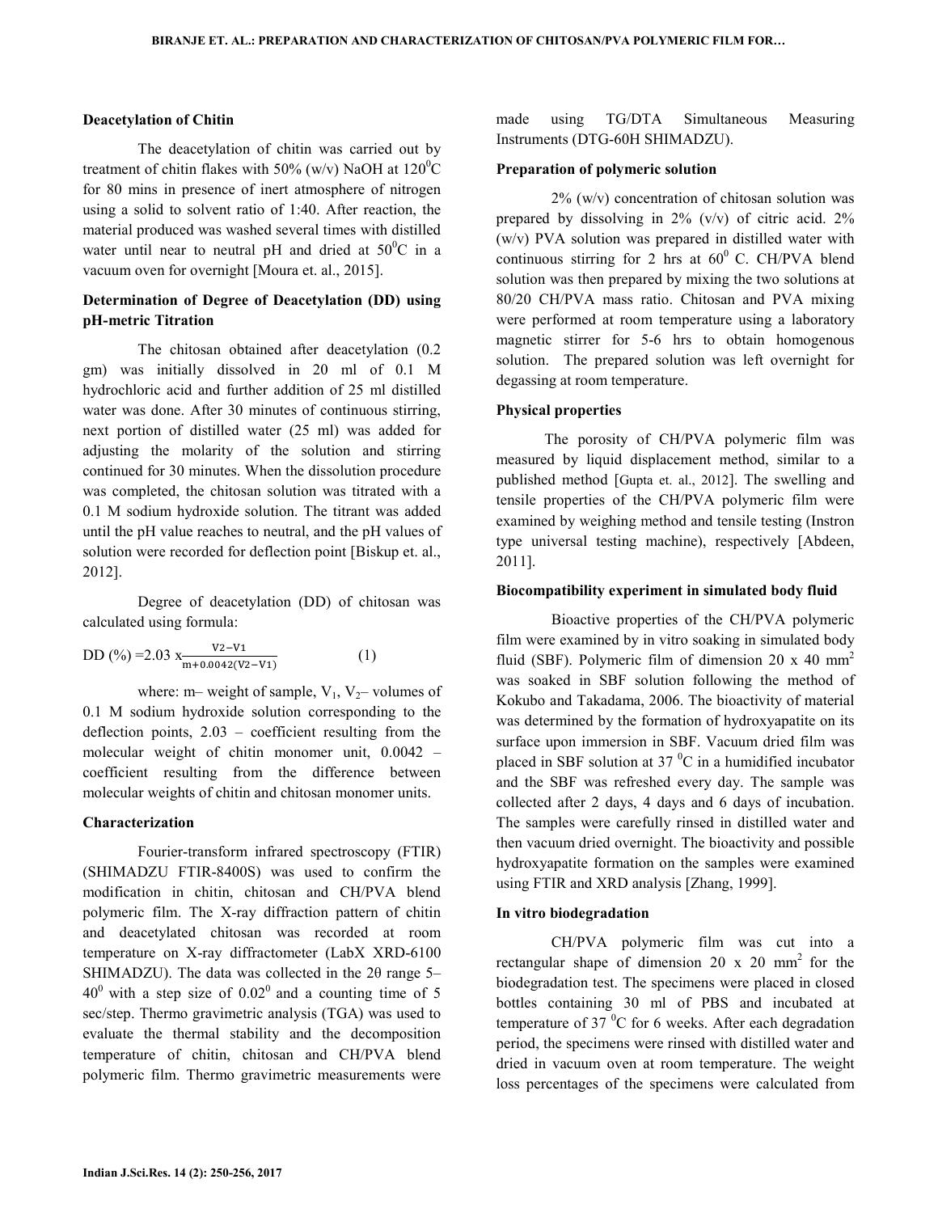### Deacetylation of Chitin

The deacetylation of chitin was carried out by treatment of chitin flakes with 50% (w/v) NaOH at $120^0$C for 80 mins in presence of inert atmosphere of nitrogen using a solid to solvent ratio of 1:40. After reaction, the material produced was washed several times with distilled water until near to neutral pH and dried at $50^0$C in a vacuum oven for overnight [Moura et. al., 2015].

### Determination of Degree of Deacetylation (DD) using pH-metric Titration

The chitosan obtained after deacetylation (0.2 gm) was initially dissolved in 20 ml of 0.1 M hydrochloric acid and further addition of 25 ml distilled water was done. After 30 minutes of continuous stirring, next portion of distilled water (25 ml) was added for adjusting the molarity of the solution and stirring continued for 30 minutes. When the dissolution procedure was completed, the chitosan solution was titrated with a 0.1 M sodium hydroxide solution. The titrant was added until the pH value reaches to neutral, and the pH values of solution were recorded for deflection point [Biskup et. al., 2012].

Degree of deacetylation (DD) of chitosan was calculated using formula:

$$DD\ (\%) = 2.03 \times \frac{V2 - V1}{m + 0.0042(V2 - V1)} \qquad (1)$$

where: m– weight of sample, $V_1$, $V_2$– volumes of 0.1 M sodium hydroxide solution corresponding to the deflection points, 2.03 – coefficient resulting from the molecular weight of chitin monomer unit, 0.0042 – coefficient resulting from the difference between molecular weights of chitin and chitosan monomer units.

### Characterization

Fourier-transform infrared spectroscopy (FTIR) (SHIMADZU FTIR-8400S) was used to confirm the modification in chitin, chitosan and CH/PVA blend polymeric film. The X-ray diffraction pattern of chitin and deacetylated chitosan was recorded at room temperature on X-ray diffractometer (LabX XRD-6100 SHIMADZU). The data was collected in the 2θ range 5–$40^0$ with a step size of $0.02^0$ and a counting time of 5 sec/step. Thermo gravimetric analysis (TGA) was used to evaluate the thermal stability and the decomposition temperature of chitin, chitosan and CH/PVA blend polymeric film. Thermo gravimetric measurements were made using TG/DTA Simultaneous Measuring Instruments (DTG-60H SHIMADZU).

### Preparation of polymeric solution

2% (w/v) concentration of chitosan solution was prepared by dissolving in 2% (v/v) of citric acid. 2% (w/v) PVA solution was prepared in distilled water with continuous stirring for 2 hrs at $60^0$ C. CH/PVA blend solution was then prepared by mixing the two solutions at 80/20 CH/PVA mass ratio. Chitosan and PVA mixing were performed at room temperature using a laboratory magnetic stirrer for 5-6 hrs to obtain homogenous solution. The prepared solution was left overnight for degassing at room temperature.

### Physical properties

The porosity of CH/PVA polymeric film was measured by liquid displacement method, similar to a published method [Gupta et. al., 2012]. The swelling and tensile properties of the CH/PVA polymeric film were examined by weighing method and tensile testing (Instron type universal testing machine), respectively [Abdeen, 2011].

### Biocompatibility experiment in simulated body fluid

Bioactive properties of the CH/PVA polymeric film were examined by in vitro soaking in simulated body fluid (SBF). Polymeric film of dimension 20 x 40 $mm^2$ was soaked in SBF solution following the method of Kokubo and Takadama, 2006. The bioactivity of material was determined by the formation of hydroxyapatite on its surface upon immersion in SBF. Vacuum dried film was placed in SBF solution at 37 $^0$C in a humidified incubator and the SBF was refreshed every day. The sample was collected after 2 days, 4 days and 6 days of incubation. The samples were carefully rinsed in distilled water and then vacuum dried overnight. The bioactivity and possible hydroxyapatite formation on the samples were examined using FTIR and XRD analysis [Zhang, 1999].

### In vitro biodegradation

CH/PVA polymeric film was cut into a rectangular shape of dimension 20 x 20 $mm^2$ for the biodegradation test. The specimens were placed in closed bottles containing 30 ml of PBS and incubated at temperature of 37 $^0$C for 6 weeks. After each degradation period, the specimens were rinsed with distilled water and dried in vacuum oven at room temperature. The weight loss percentages of the specimens were calculated from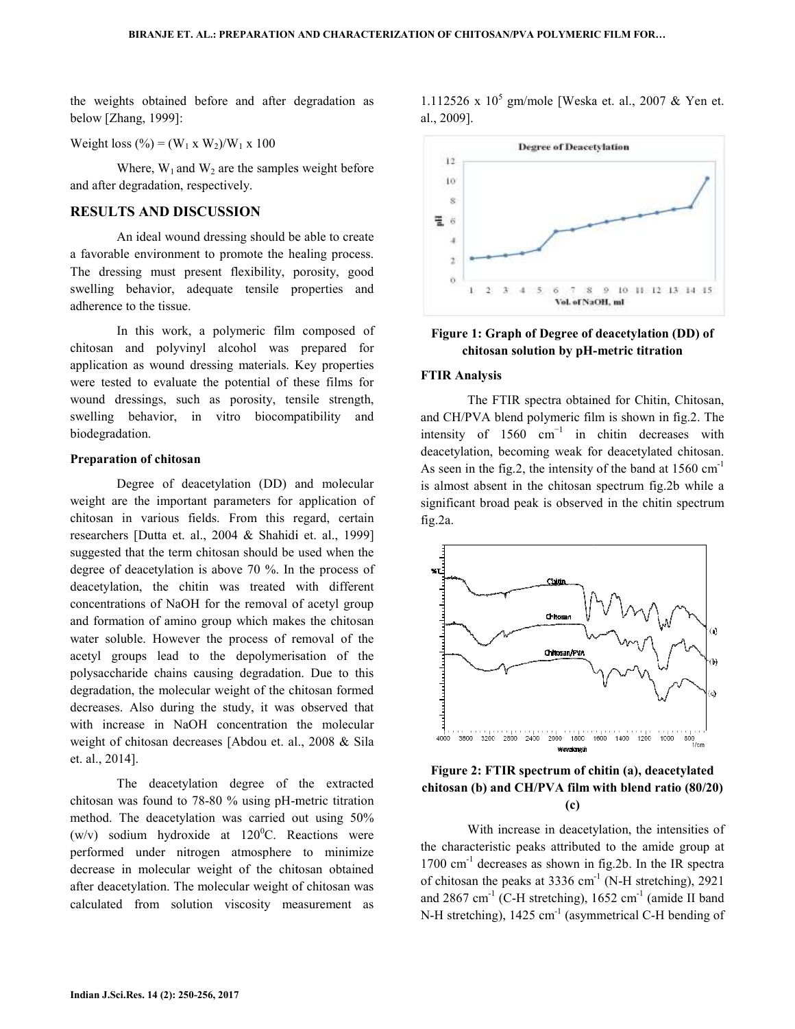the weights obtained before and after degradation as below [Zhang, 1999]:

Weight loss (%) = ($W_1$ x $W_2$)/$W_1$ x 100

Where, $W_1$ and $W_2$ are the samples weight before and after degradation, respectively.

## RESULTS AND DISCUSSION

An ideal wound dressing should be able to create a favorable environment to promote the healing process. The dressing must present flexibility, porosity, good swelling behavior, adequate tensile properties and adherence to the tissue.

In this work, a polymeric film composed of chitosan and polyvinyl alcohol was prepared for application as wound dressing materials. Key properties were tested to evaluate the potential of these films for wound dressings, such as porosity, tensile strength, swelling behavior, in vitro biocompatibility and biodegradation.

### Preparation of chitosan

Degree of deacetylation (DD) and molecular weight are the important parameters for application of chitosan in various fields. From this regard, certain researchers [Dutta et. al., 2004 & Shahidi et. al., 1999] suggested that the term chitosan should be used when the degree of deacetylation is above 70 %. In the process of deacetylation, the chitin was treated with different concentrations of NaOH for the removal of acetyl group and formation of amino group which makes the chitosan water soluble. However the process of removal of the acetyl groups lead to the depolymerisation of the polysaccharide chains causing degradation. Due to this degradation, the molecular weight of the chitosan formed decreases. Also during the study, it was observed that with increase in NaOH concentration the molecular weight of chitosan decreases [Abdou et. al., 2008 & Sila et. al., 2014].

The deacetylation degree of the extracted chitosan was found to 78-80 % using pH-metric titration method. The deacetylation was carried out using 50% (w/v) sodium hydroxide at $120^0$C. Reactions were performed under nitrogen atmosphere to minimize decrease in molecular weight of the chitosan obtained after deacetylation. The molecular weight of chitosan was calculated from solution viscosity measurement as $1.112526 \times 10^5$ gm/mole [Weska et. al., 2007 & Yen et. al., 2009].

**Figure 1: Graph of Degree of deacetylation (DD) of chitosan solution by pH-metric titration**

### FTIR Analysis

The FTIR spectra obtained for Chitin, Chitosan, and CH/PVA blend polymeric film is shown in fig.2. The intensity of 1560 $cm^{-1}$ in chitin decreases with deacetylation, becoming weak for deacetylated chitosan. As seen in the fig.2, the intensity of the band at 1560 $cm^{-1}$ is almost absent in the chitosan spectrum fig.2b while a significant broad peak is observed in the chitin spectrum fig.2a.

**Figure 2: FTIR spectrum of chitin (a), deacetylated chitosan (b) and CH/PVA film with blend ratio (80/20) (c)**

With increase in deacetylation, the intensities of the characteristic peaks attributed to the amide group at 1700 $cm^{-1}$ decreases as shown in fig.2b. In the IR spectra of chitosan the peaks at 3336 $cm^{-1}$ (N-H stretching), 2921 and 2867 $cm^{-1}$ (C-H stretching), 1652 $cm^{-1}$ (amide II band N-H stretching), 1425 $cm^{-1}$ (asymmetrical C-H bending of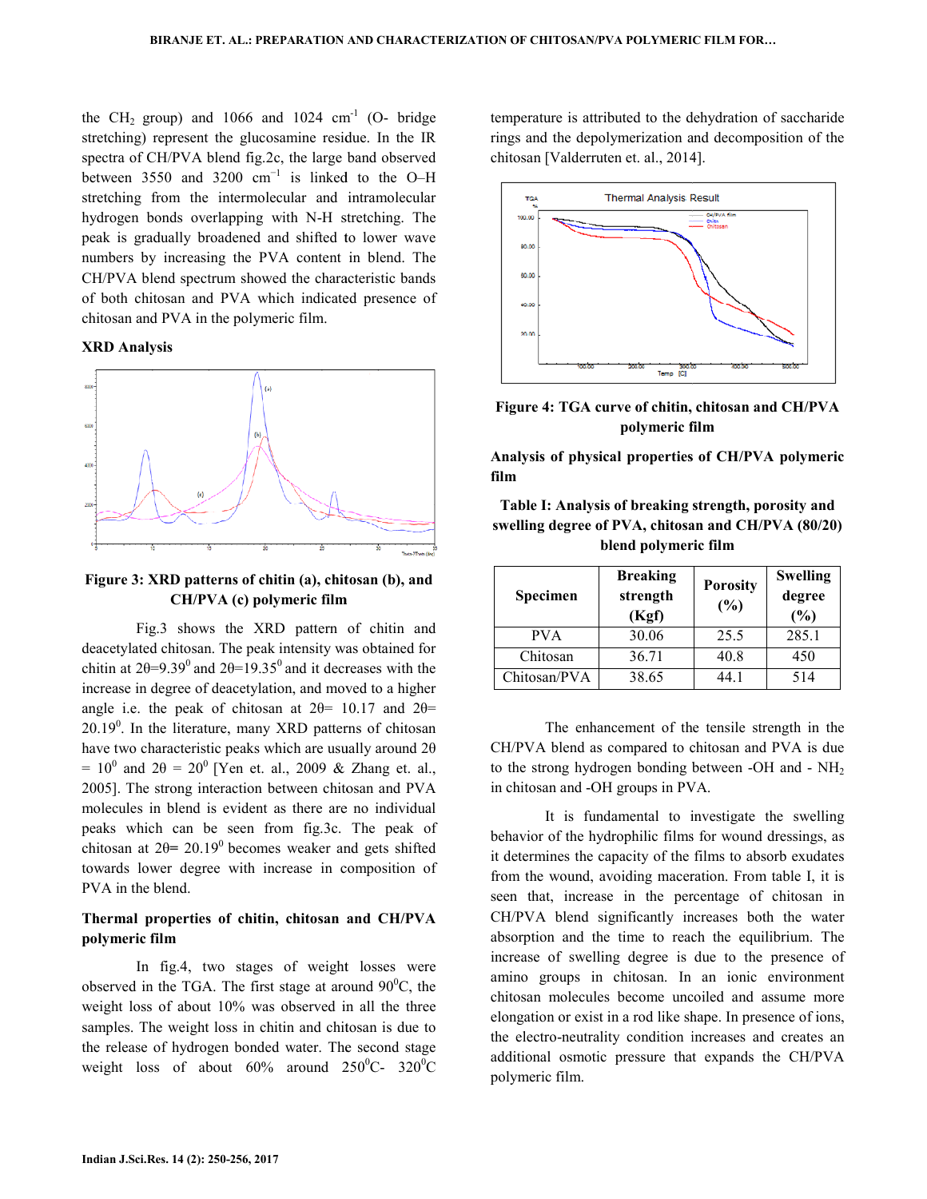the $CH_2$ group) and 1066 and 1024 $cm^{-1}$ (O- bridge stretching) represent the glucosamine residue. In the IR spectra of CH/PVA blend fig.2c, the large band observed between 3550 and 3200 $cm^{-1}$ is linked to the O–H stretching from the intermolecular and intramolecular hydrogen bonds overlapping with N-H stretching. The peak is gradually broadened and shifted to lower wave numbers by increasing the PVA content in blend. The CH/PVA blend spectrum showed the characteristic bands of both chitosan and PVA which indicated presence of chitosan and PVA in the polymeric film.

### XRD Analysis

**Figure 3: XRD patterns of chitin (a), chitosan (b), and CH/PVA (c) polymeric film**

Fig.3 shows the XRD pattern of chitin and deacetylated chitosan. The peak intensity was obtained for chitin at $2\theta=9.39^0$ and $2\theta=19.35^0$ and it decreases with the increase in degree of deacetylation, and moved to a higher angle i.e. the peak of chitosan at $2\theta= 10.17$ and $2\theta= 20.19^0$. In the literature, many XRD patterns of chitosan have two characteristic peaks which are usually around $2\theta = 10^0$ and $2\theta = 20^0$ [Yen et. al., 2009 & Zhang et. al., 2005]. The strong interaction between chitosan and PVA molecules in blend is evident as there are no individual peaks which can be seen from fig.3c. The peak of chitosan at $2\theta= 20.19^0$ becomes weaker and gets shifted towards lower degree with increase in composition of PVA in the blend.

### Thermal properties of chitin, chitosan and CH/PVA polymeric film

In fig.4, two stages of weight losses were observed in the TGA. The first stage at around $90^0$C, the weight loss of about 10% was observed in all the three samples. The weight loss in chitin and chitosan is due to the release of hydrogen bonded water. The second stage weight loss of about 60% around $250^0$C- $320^0$C temperature is attributed to the dehydration of saccharide rings and the depolymerization and decomposition of the chitosan [Valderruten et. al., 2014].

**Figure 4: TGA curve of chitin, chitosan and CH/PVA polymeric film**

### Analysis of physical properties of CH/PVA polymeric film

**Table I: Analysis of breaking strength, porosity and swelling degree of PVA, chitosan and CH/PVA (80/20) blend polymeric film**

| Specimen | Breaking strength (Kgf) | Porosity (%) | Swelling degree (%) |
|---|---|---|---|
| PVA | 30.06 | 25.5 | 285.1 |
| Chitosan | 36.71 | 40.8 | 450 |
| Chitosan/PVA | 38.65 | 44.1 | 514 |

The enhancement of the tensile strength in the CH/PVA blend as compared to chitosan and PVA is due to the strong hydrogen bonding between -OH and - $NH_2$ in chitosan and -OH groups in PVA.

It is fundamental to investigate the swelling behavior of the hydrophilic films for wound dressings, as it determines the capacity of the films to absorb exudates from the wound, avoiding maceration. From table I, it is seen that, increase in the percentage of chitosan in CH/PVA blend significantly increases both the water absorption and the time to reach the equilibrium. The increase of swelling degree is due to the presence of amino groups in chitosan. In an ionic environment chitosan molecules become uncoiled and assume more elongation or exist in a rod like shape. In presence of ions, the electro-neutrality condition increases and creates an additional osmotic pressure that expands the CH/PVA polymeric film.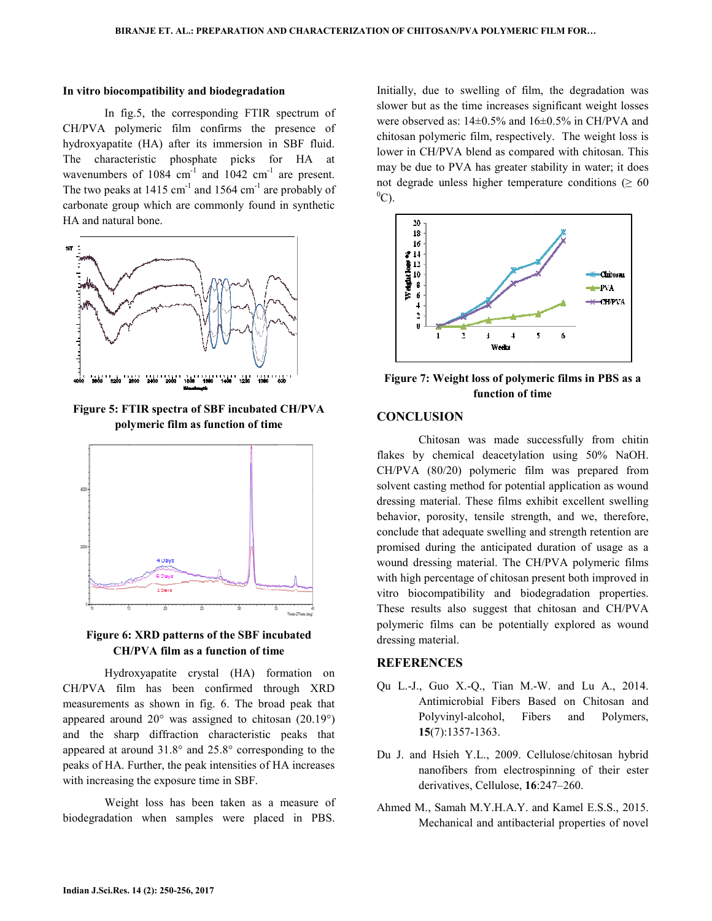### In vitro biocompatibility and biodegradation

In fig.5, the corresponding FTIR spectrum of CH/PVA polymeric film confirms the presence of hydroxyapatite (HA) after its immersion in SBF fluid. The characteristic phosphate picks for HA at wavenumbers of 1084 $cm^{-1}$ and 1042 $cm^{-1}$ are present. The two peaks at 1415 $cm^{-1}$ and 1564 $cm^{-1}$ are probably of carbonate group which are commonly found in synthetic HA and natural bone.

**Figure 5: FTIR spectra of SBF incubated CH/PVA polymeric film as function of time**

**Figure 6: XRD patterns of the SBF incubated CH/PVA film as a function of time**

Hydroxyapatite crystal (HA) formation on CH/PVA film has been confirmed through XRD measurements as shown in fig. 6. The broad peak that appeared around 20° was assigned to chitosan (20.19°) and the sharp diffraction characteristic peaks that appeared at around 31.8° and 25.8° corresponding to the peaks of HA. Further, the peak intensities of HA increases with increasing the exposure time in SBF.

Weight loss has been taken as a measure of biodegradation when samples were placed in PBS. Initially, due to swelling of film, the degradation was slower but as the time increases significant weight losses were observed as: 14±0.5% and 16±0.5% in CH/PVA and chitosan polymeric film, respectively. The weight loss is lower in CH/PVA blend as compared with chitosan. This may be due to PVA has greater stability in water; it does not degrade unless higher temperature conditions (≥ 60 $^{0}$C).

**Figure 7: Weight loss of polymeric films in PBS as a function of time**

## CONCLUSION

Chitosan was made successfully from chitin flakes by chemical deacetylation using 50% NaOH. CH/PVA (80/20) polymeric film was prepared from solvent casting method for potential application as wound dressing material. These films exhibit excellent swelling behavior, porosity, tensile strength, and we, therefore, conclude that adequate swelling and strength retention are promised during the anticipated duration of usage as a wound dressing material. The CH/PVA polymeric films with high percentage of chitosan present both improved in vitro biocompatibility and biodegradation properties. These results also suggest that chitosan and CH/PVA polymeric films can be potentially explored as wound dressing material.

## REFERENCES

Qu L.-J., Guo X.-Q., Tian M.-W. and Lu A., 2014. Antimicrobial Fibers Based on Chitosan and Polyvinyl-alcohol, Fibers and Polymers, **15**(7):1357-1363.

Du J. and Hsieh Y.L., 2009. Cellulose/chitosan hybrid nanofibers from electrospinning of their ester derivatives, Cellulose, **16**:247–260.

Ahmed M., Samah M.Y.H.A.Y. and Kamel E.S.S., 2015. Mechanical and antibacterial properties of novel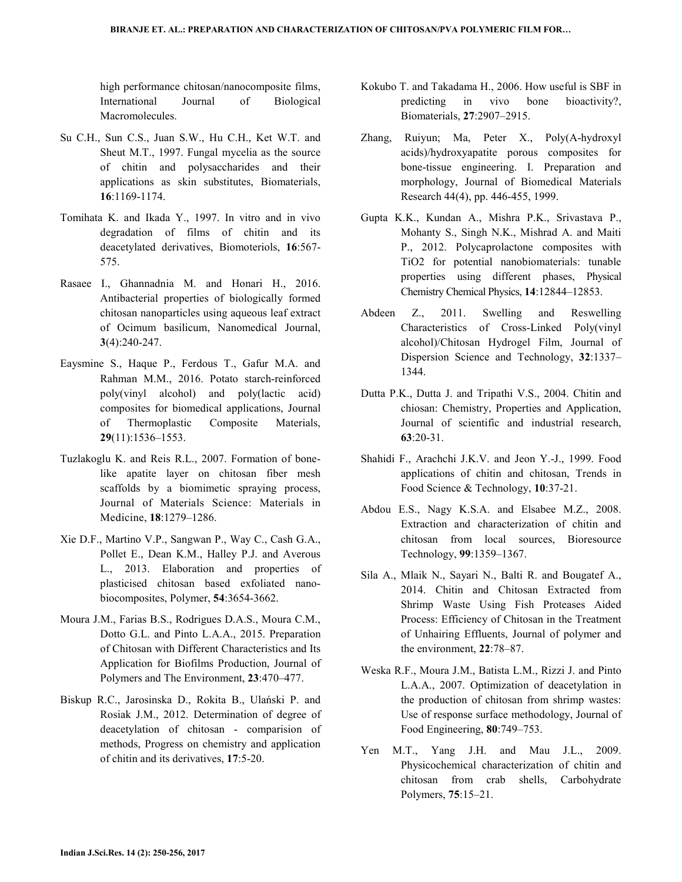high performance chitosan/nanocomposite films, International Journal of Biological Macromolecules.

Su C.H., Sun C.S., Juan S.W., Hu C.H., Ket W.T. and Sheut M.T., 1997. Fungal mycelia as the source of chitin and polysaccharides and their applications as skin substitutes, Biomaterials, **16**:1169-1174.

Tomihata K. and Ikada Y., 1997. In vitro and in vivo degradation of films of chitin and its deacetylated derivatives, Biomoteriols, **16**:567-575.

Rasaee I., Ghannadnia M. and Honari H., 2016. Antibacterial properties of biologically formed chitosan nanoparticles using aqueous leaf extract of Ocimum basilicum, Nanomedical Journal, **3**(4):240-247.

Eaysmine S., Haque P., Ferdous T., Gafur M.A. and Rahman M.M., 2016. Potato starch-reinforced poly(vinyl alcohol) and poly(lactic acid) composites for biomedical applications, Journal of Thermoplastic Composite Materials, **29**(11):1536–1553.

Tuzlakoglu K. and Reis R.L., 2007. Formation of bone-like apatite layer on chitosan fiber mesh scaffolds by a biomimetic spraying process, Journal of Materials Science: Materials in Medicine, **18**:1279–1286.

Xie D.F., Martino V.P., Sangwan P., Way C., Cash G.A., Pollet E., Dean K.M., Halley P.J. and Averous L., 2013. Elaboration and properties of plasticised chitosan based exfoliated nano-biocomposites, Polymer, **54**:3654-3662.

Moura J.M., Farias B.S., Rodrigues D.A.S., Moura C.M., Dotto G.L. and Pinto L.A.A., 2015. Preparation of Chitosan with Different Characteristics and Its Application for Biofilms Production, Journal of Polymers and The Environment, **23**:470–477.

Biskup R.C., Jarosinska D., Rokita B., Ulański P. and Rosiak J.M., 2012. Determination of degree of deacetylation of chitosan - comparision of methods, Progress on chemistry and application of chitin and its derivatives, **17**:5-20.

Kokubo T. and Takadama H., 2006. How useful is SBF in predicting in vivo bone bioactivity?, Biomaterials, **27**:2907–2915.

Zhang, Ruiyun; Ma, Peter X., Poly(A-hydroxyl acids)/hydroxyapatite porous composites for bone-tissue engineering. I. Preparation and morphology, Journal of Biomedical Materials Research 44(4), pp. 446-455, 1999.

Gupta K.K., Kundan A., Mishra P.K., Srivastava P., Mohanty S., Singh N.K., Mishrad A. and Maiti P., 2012. Polycaprolactone composites with TiO2 for potential nanobiomaterials: tunable properties using different phases, Physical Chemistry Chemical Physics, **14**:12844–12853.

Abdeen Z., 2011. Swelling and Reswelling Characteristics of Cross-Linked Poly(vinyl alcohol)/Chitosan Hydrogel Film, Journal of Dispersion Science and Technology, **32**:1337–1344.

Dutta P.K., Dutta J. and Tripathi V.S., 2004. Chitin and chiosan: Chemistry, Properties and Application, Journal of scientific and industrial research, **63**:20-31.

Shahidi F., Arachchi J.K.V. and Jeon Y.-J., 1999. Food applications of chitin and chitosan, Trends in Food Science & Technology, **10**:37-21.

Abdou E.S., Nagy K.S.A. and Elsabee M.Z., 2008. Extraction and characterization of chitin and chitosan from local sources, Bioresource Technology, **99**:1359–1367.

Sila A., Mlaik N., Sayari N., Balti R. and Bougatef A., 2014. Chitin and Chitosan Extracted from Shrimp Waste Using Fish Proteases Aided Process: Efficiency of Chitosan in the Treatment of Unhairing Effluents, Journal of polymer and the environment, **22**:78–87.

Weska R.F., Moura J.M., Batista L.M., Rizzi J. and Pinto L.A.A., 2007. Optimization of deacetylation in the production of chitosan from shrimp wastes: Use of response surface methodology, Journal of Food Engineering, **80**:749–753.

Yen M.T., Yang J.H. and Mau J.L., 2009. Physicochemical characterization of chitin and chitosan from crab shells, Carbohydrate Polymers, **75**:15–21.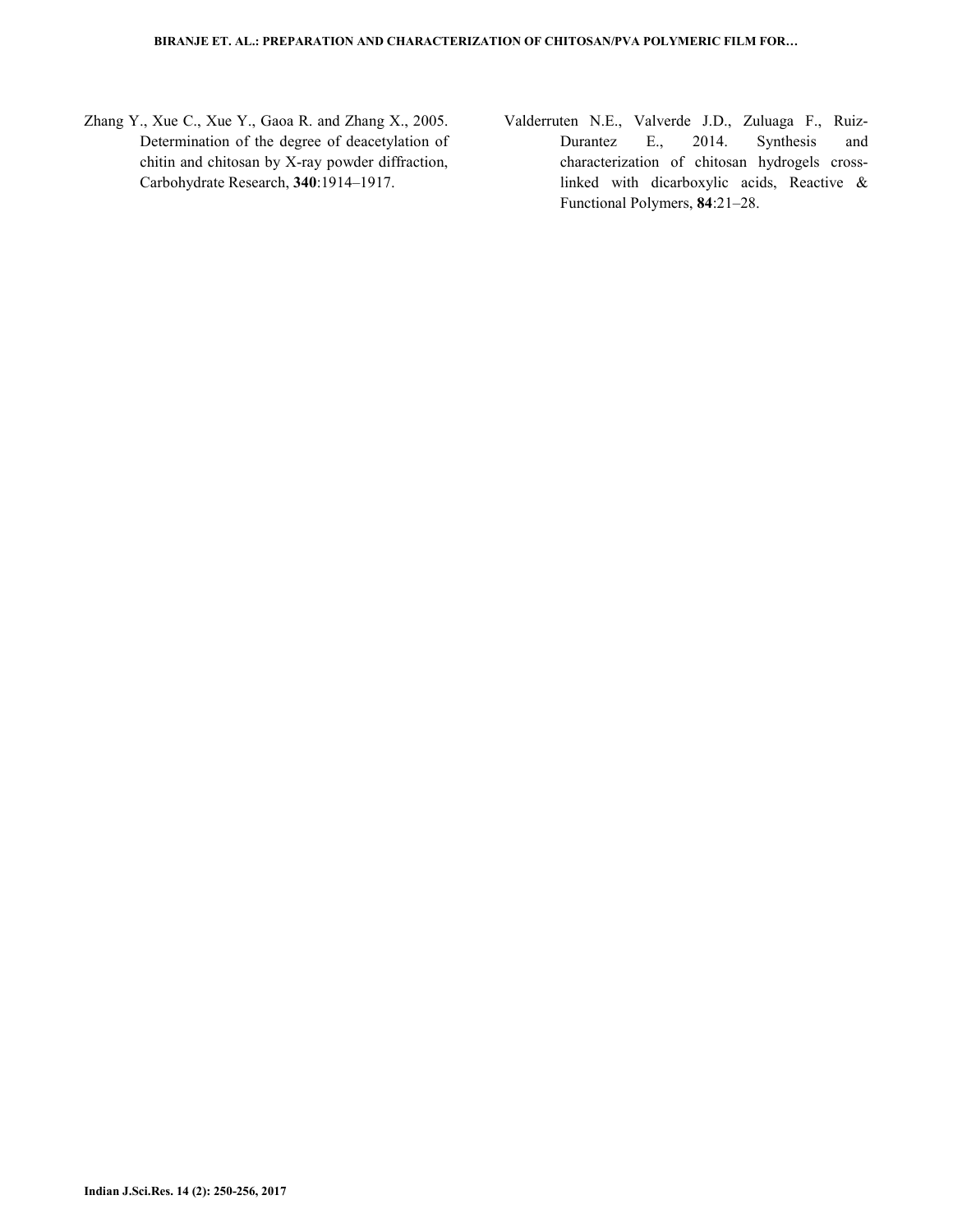Zhang Y., Xue C., Xue Y., Gaoa R. and Zhang X., 2005. Determination of the degree of deacetylation of chitin and chitosan by X-ray powder diffraction, Carbohydrate Research, **340**:1914–1917.

Valderruten N.E., Valverde J.D., Zuluaga F., Ruiz-Durantez E., 2014. Synthesis and characterization of chitosan hydrogels cross-linked with dicarboxylic acids, Reactive & Functional Polymers, **84**:21–28.